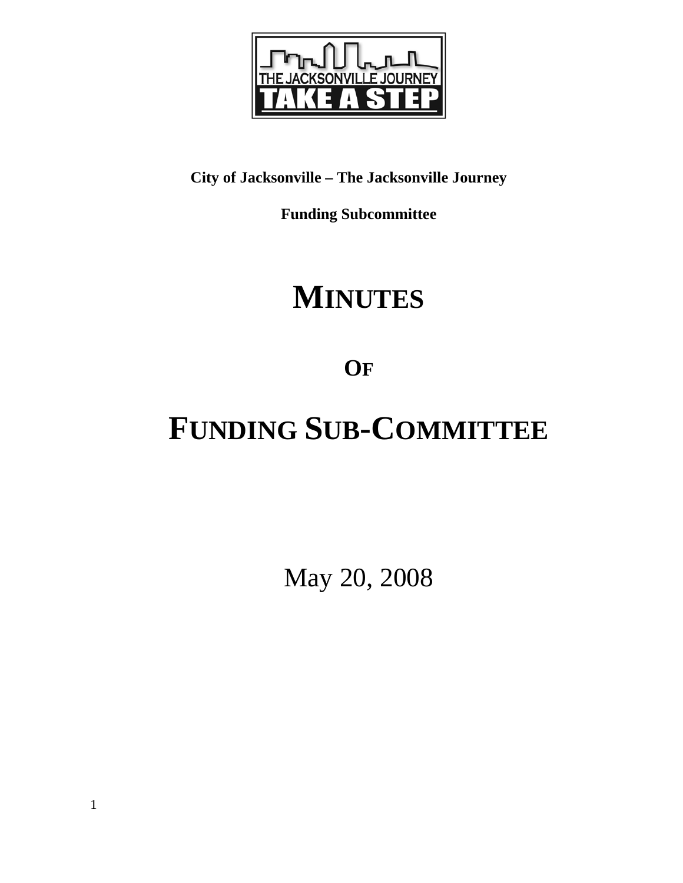**City of Jacksonville – The Jacksonville Journey**

**Funding Subcommittee**

# MINUTES

## OF

# FUNDING SUB-COMMITTEE

May 20, 2008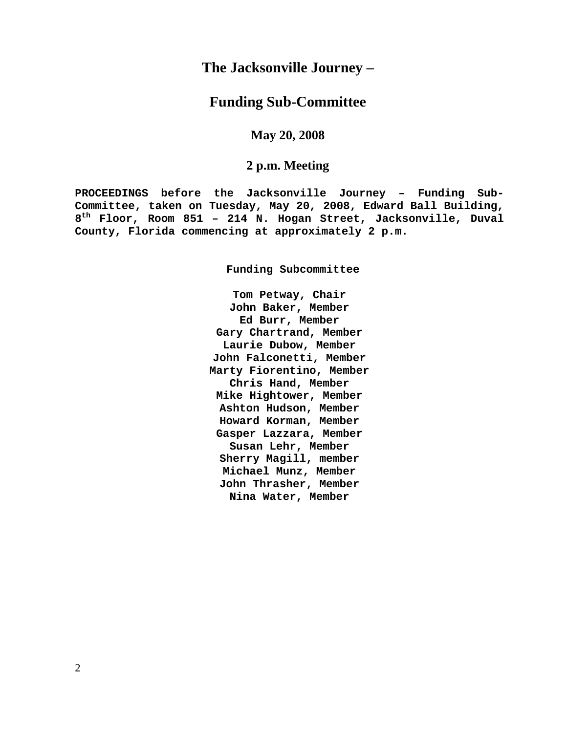# The Jacksonville Journey –

# Funding Sub-Committee

### May 20, 2008

### 2 p.m. Meeting

**PROCEEDINGS before the Jacksonville Journey – Funding Sub-Committee, taken on Tuesday, May 20, 2008, Edward Ball Building, 8th Floor, Room 851 – 214 N. Hogan Street, Jacksonville, Duval County, Florida commencing at approximately 2 p.m.**

**Funding Subcommittee**

**Tom Petway, Chair**
**John Baker, Member**
**Ed Burr, Member**
**Gary Chartrand, Member**
**Laurie Dubow, Member**
**John Falconetti, Member**
**Marty Fiorentino, Member**
**Chris Hand, Member**
**Mike Hightower, Member**
**Ashton Hudson, Member**
**Howard Korman, Member**
**Gasper Lazzara, Member**
**Susan Lehr, Member**
**Sherry Magill, member**
**Michael Munz, Member**
**John Thrasher, Member**
**Nina Water, Member**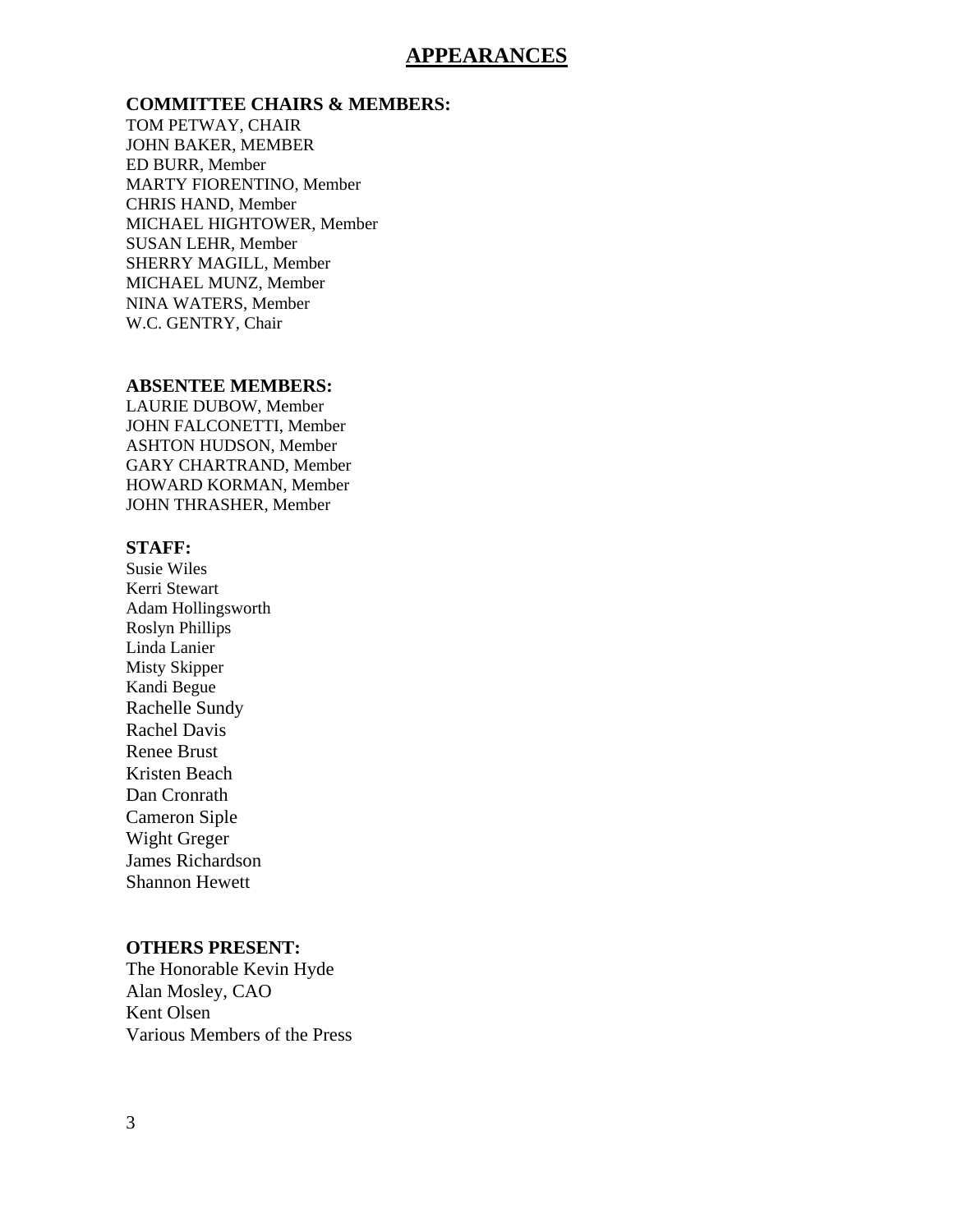# APPEARANCES

**COMMITTEE CHAIRS & MEMBERS:**

TOM PETWAY, CHAIR
JOHN BAKER, MEMBER
ED BURR, Member
MARTY FIORENTINO, Member
CHRIS HAND, Member
MICHAEL HIGHTOWER, Member
SUSAN LEHR, Member
SHERRY MAGILL, Member
MICHAEL MUNZ, Member
NINA WATERS, Member
W.C. GENTRY, Chair

**ABSENTEE MEMBERS:**

LAURIE DUBOW, Member
JOHN FALCONETTI, Member
ASHTON HUDSON, Member
GARY CHARTRAND, Member
HOWARD KORMAN, Member
JOHN THRASHER, Member

**STAFF:**

Susie Wiles
Kerri Stewart
Adam Hollingsworth
Roslyn Phillips
Linda Lanier
Misty Skipper
Kandi Begue
Rachelle Sundy
Rachel Davis
Renee Brust
Kristen Beach
Dan Cronrath
Cameron Siple
Wight Greger
James Richardson
Shannon Hewett

**OTHERS PRESENT:**

The Honorable Kevin Hyde
Alan Mosley, CAO
Kent Olsen
Various Members of the Press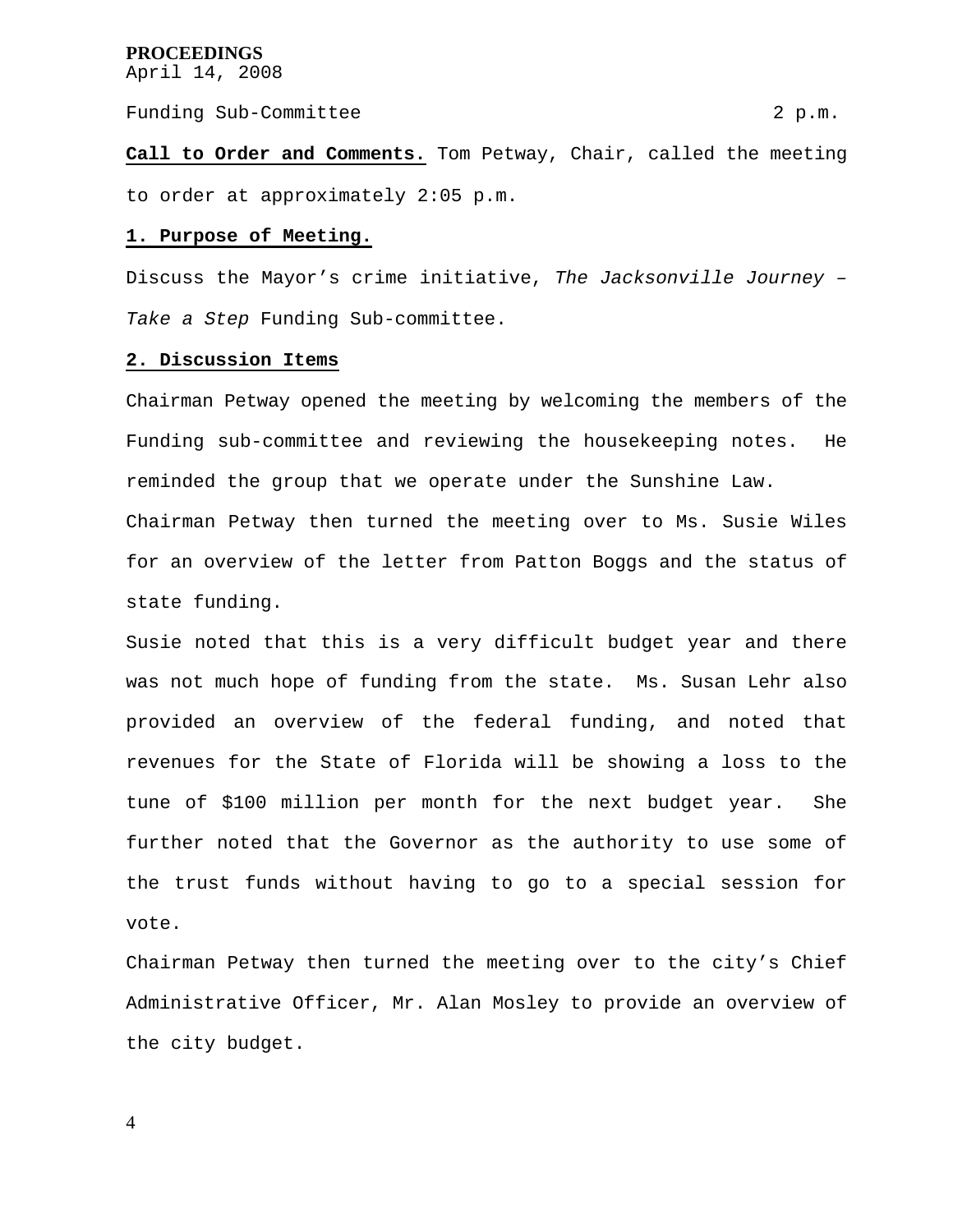**PROCEEDINGS**
April 14, 2008

Funding Sub-Committee 2 p.m.

**Call to Order and Comments.** Tom Petway, Chair, called the meeting to order at approximately 2:05 p.m.

**1. Purpose of Meeting.**

Discuss the Mayor's crime initiative, *The Jacksonville Journey – Take a Step* Funding Sub-committee.

**2. Discussion Items**

Chairman Petway opened the meeting by welcoming the members of the Funding sub-committee and reviewing the housekeeping notes. He reminded the group that we operate under the Sunshine Law.

Chairman Petway then turned the meeting over to Ms. Susie Wiles for an overview of the letter from Patton Boggs and the status of state funding.

Susie noted that this is a very difficult budget year and there was not much hope of funding from the state. Ms. Susan Lehr also provided an overview of the federal funding, and noted that revenues for the State of Florida will be showing a loss to the tune of $100 million per month for the next budget year. She further noted that the Governor as the authority to use some of the trust funds without having to go to a special session for vote.

Chairman Petway then turned the meeting over to the city's Chief Administrative Officer, Mr. Alan Mosley to provide an overview of the city budget.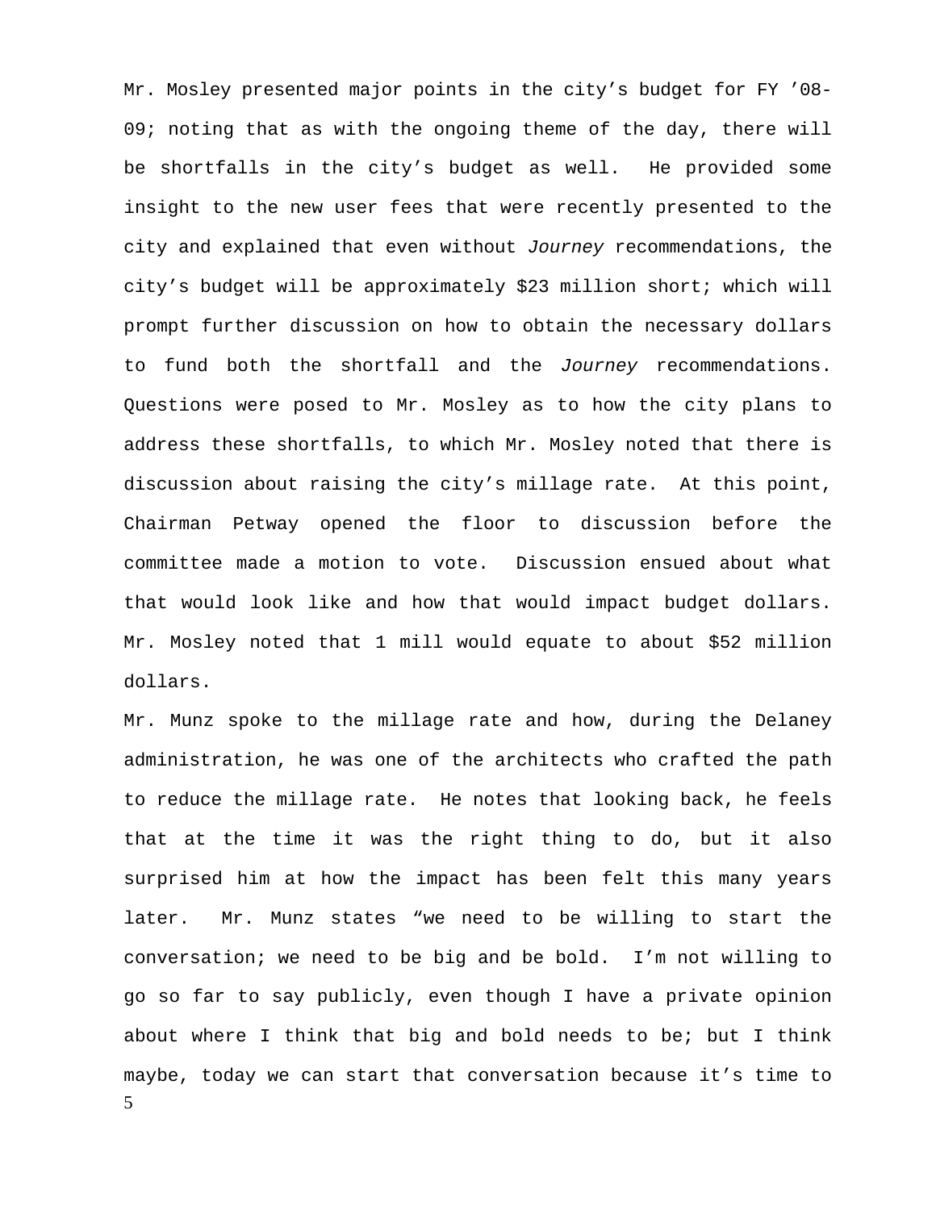Mr. Mosley presented major points in the city's budget for FY '08-09; noting that as with the ongoing theme of the day, there will be shortfalls in the city's budget as well. He provided some insight to the new user fees that were recently presented to the city and explained that even without *Journey* recommendations, the city's budget will be approximately $23 million short; which will prompt further discussion on how to obtain the necessary dollars to fund both the shortfall and the *Journey* recommendations. Questions were posed to Mr. Mosley as to how the city plans to address these shortfalls, to which Mr. Mosley noted that there is discussion about raising the city's millage rate. At this point, Chairman Petway opened the floor to discussion before the committee made a motion to vote. Discussion ensued about what that would look like and how that would impact budget dollars. Mr. Mosley noted that 1 mill would equate to about $52 million dollars.

Mr. Munz spoke to the millage rate and how, during the Delaney administration, he was one of the architects who crafted the path to reduce the millage rate. He notes that looking back, he feels that at the time it was the right thing to do, but it also surprised him at how the impact has been felt this many years later. Mr. Munz states "we need to be willing to start the conversation; we need to be big and be bold. I'm not willing to go so far to say publicly, even though I have a private opinion about where I think that big and bold needs to be; but I think maybe, today we can start that conversation because it's time to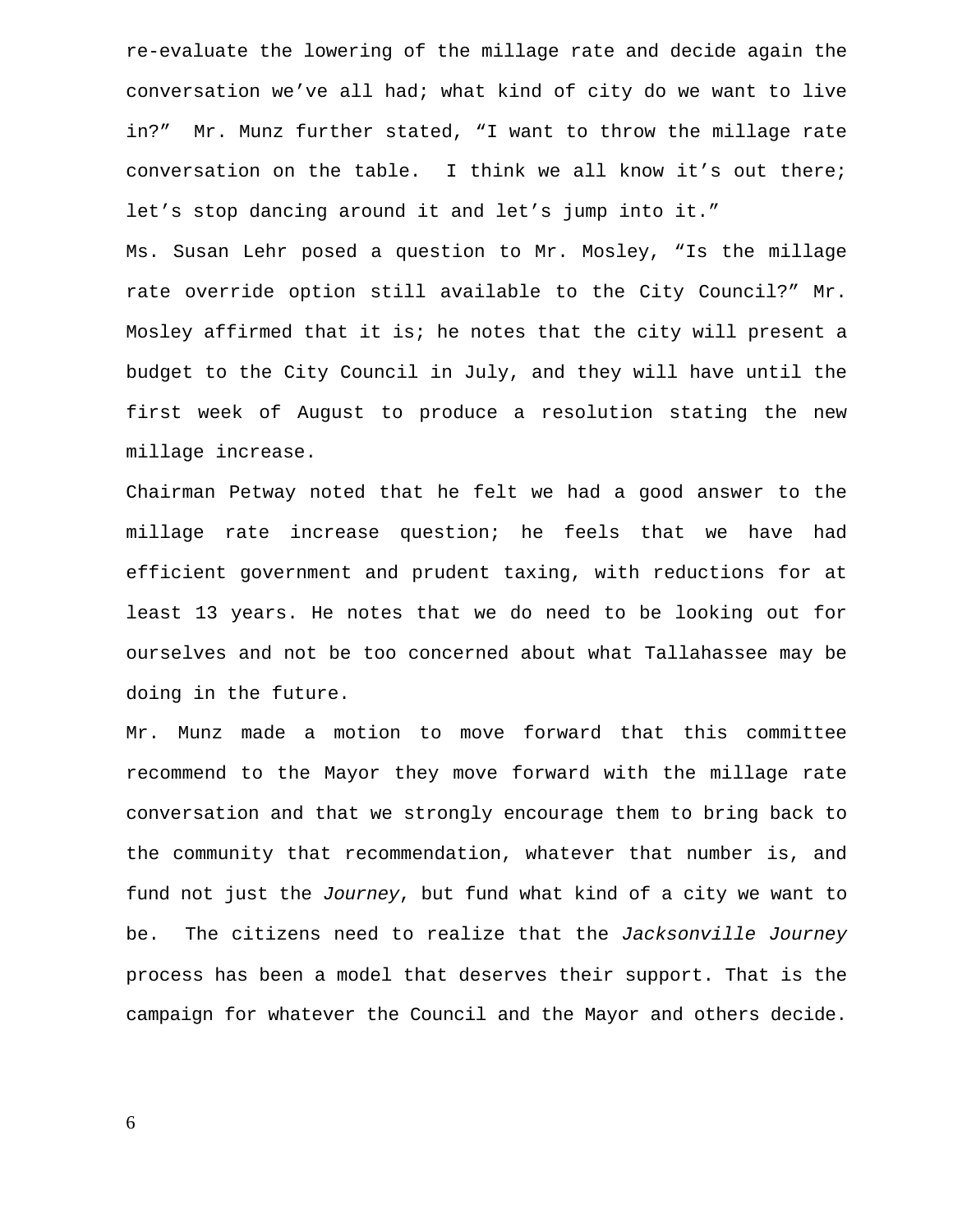re-evaluate the lowering of the millage rate and decide again the conversation we've all had; what kind of city do we want to live in?" Mr. Munz further stated, "I want to throw the millage rate conversation on the table. I think we all know it's out there; let's stop dancing around it and let's jump into it."

Ms. Susan Lehr posed a question to Mr. Mosley, "Is the millage rate override option still available to the City Council?" Mr. Mosley affirmed that it is; he notes that the city will present a budget to the City Council in July, and they will have until the first week of August to produce a resolution stating the new millage increase.

Chairman Petway noted that he felt we had a good answer to the millage rate increase question; he feels that we have had efficient government and prudent taxing, with reductions for at least 13 years. He notes that we do need to be looking out for ourselves and not be too concerned about what Tallahassee may be doing in the future.

Mr. Munz made a motion to move forward that this committee recommend to the Mayor they move forward with the millage rate conversation and that we strongly encourage them to bring back to the community that recommendation, whatever that number is, and fund not just the *Journey*, but fund what kind of a city we want to be. The citizens need to realize that the *Jacksonville Journey* process has been a model that deserves their support. That is the campaign for whatever the Council and the Mayor and others decide.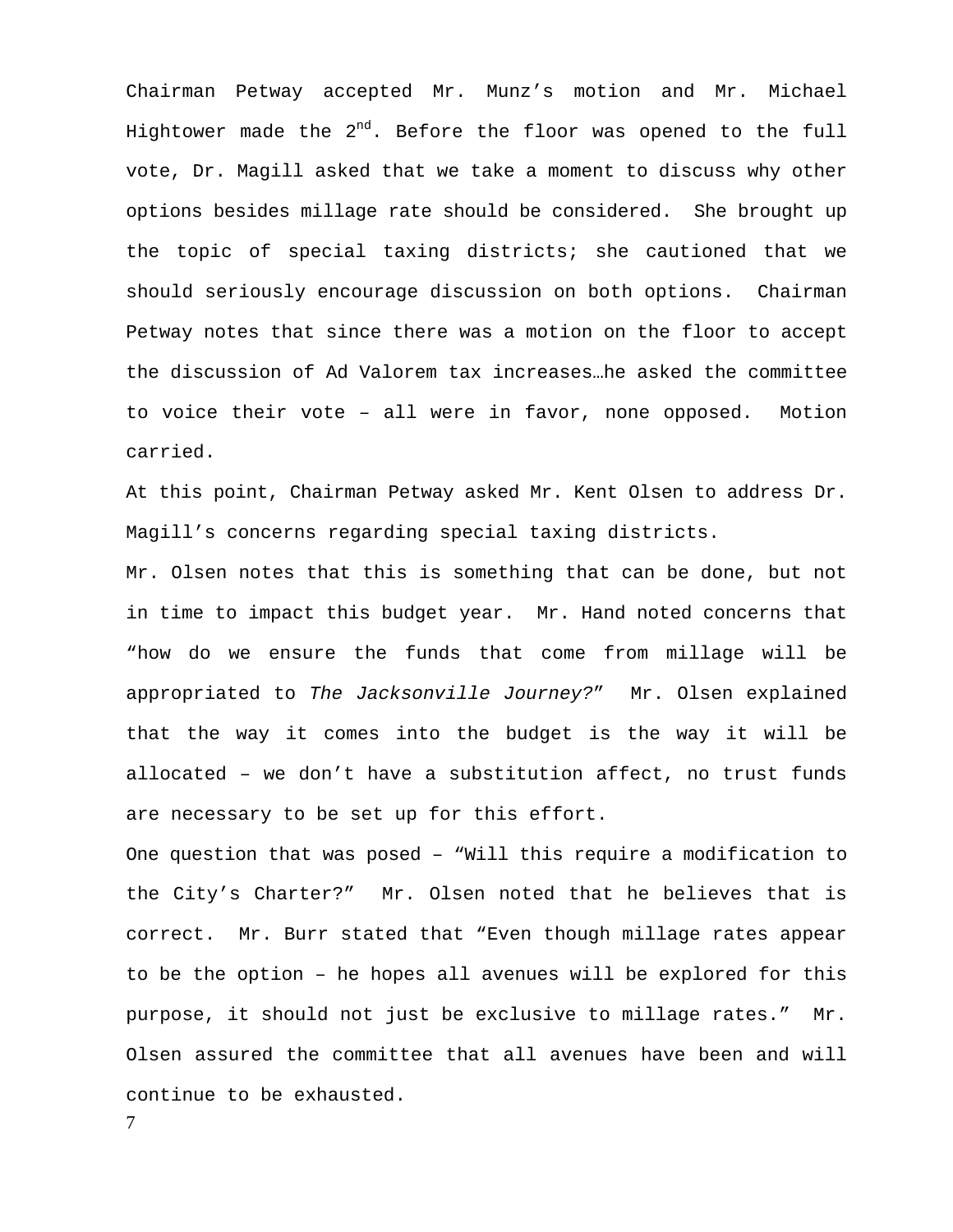Chairman Petway accepted Mr. Munz’s motion and Mr. Michael Hightower made the 2nd. Before the floor was opened to the full vote, Dr. Magill asked that we take a moment to discuss why other options besides millage rate should be considered. She brought up the topic of special taxing districts; she cautioned that we should seriously encourage discussion on both options. Chairman Petway notes that since there was a motion on the floor to accept the discussion of Ad Valorem tax increases…he asked the committee to voice their vote – all were in favor, none opposed. Motion carried.

At this point, Chairman Petway asked Mr. Kent Olsen to address Dr. Magill’s concerns regarding special taxing districts.

Mr. Olsen notes that this is something that can be done, but not in time to impact this budget year. Mr. Hand noted concerns that “how do we ensure the funds that come from millage will be appropriated to *The Jacksonville Journey?*” Mr. Olsen explained that the way it comes into the budget is the way it will be allocated – we don’t have a substitution affect, no trust funds are necessary to be set up for this effort.

One question that was posed – “Will this require a modification to the City’s Charter?” Mr. Olsen noted that he believes that is correct. Mr. Burr stated that “Even though millage rates appear to be the option – he hopes all avenues will be explored for this purpose, it should not just be exclusive to millage rates.” Mr. Olsen assured the committee that all avenues have been and will continue to be exhausted.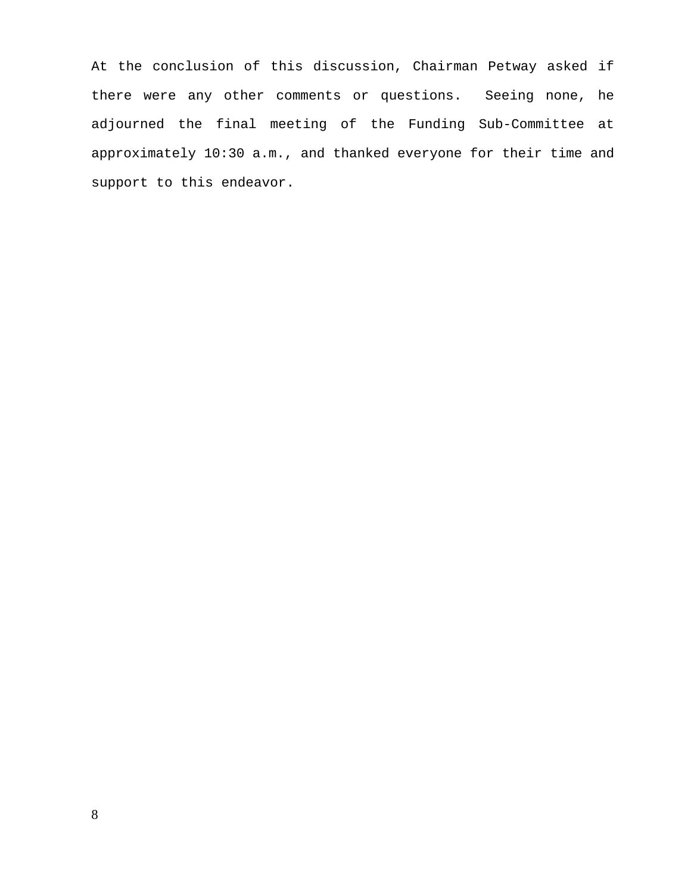At the conclusion of this discussion, Chairman Petway asked if there were any other comments or questions.  Seeing none, he adjourned the final meeting of the Funding Sub-Committee at approximately 10:30 a.m., and thanked everyone for their time and support to this endeavor.